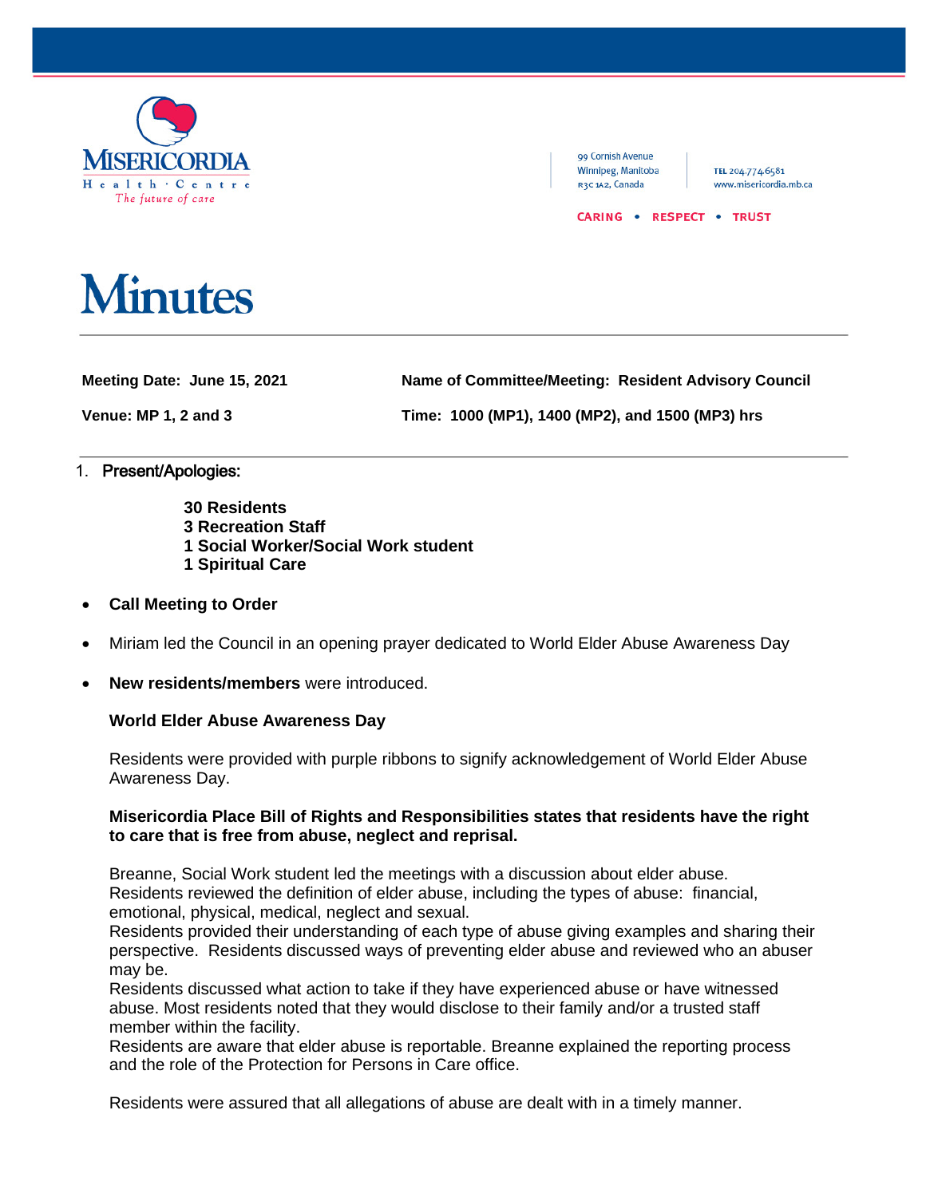Misericordia Health Centre
The future of care

99 Cornish Avenue
Winnipeg, Manitoba
R3C 1A2, Canada

TEL 204.774.6581
www.misericordia.mb.ca

CARING • RESPECT • TRUST

# Minutes

**Meeting Date: June 15, 2021** | **Name of Committee/Meeting: Resident Advisory Council**

**Venue: MP 1, 2 and 3** | **Time: 1000 (MP1), 1400 (MP2), and 1500 (MP3) hrs**

---

1. **Present/Apologies:**

   **30 Residents**
   **3 Recreation Staff**
   **1 Social Worker/Social Work student**
   **1 Spiritual Care**

- **Call Meeting to Order**
- Miriam led the Council in an opening prayer dedicated to World Elder Abuse Awareness Day
- **New residents/members** were introduced.

**World Elder Abuse Awareness Day**

Residents were provided with purple ribbons to signify acknowledgement of World Elder Abuse Awareness Day.

**Misericordia Place Bill of Rights and Responsibilities states that residents have the right to care that is free from abuse, neglect and reprisal.**

Breanne, Social Work student led the meetings with a discussion about elder abuse.
Residents reviewed the definition of elder abuse, including the types of abuse: financial, emotional, physical, medical, neglect and sexual.
Residents provided their understanding of each type of abuse giving examples and sharing their perspective. Residents discussed ways of preventing elder abuse and reviewed who an abuser may be.
Residents discussed what action to take if they have experienced abuse or have witnessed abuse. Most residents noted that they would disclose to their family and/or a trusted staff member within the facility.
Residents are aware that elder abuse is reportable. Breanne explained the reporting process and the role of the Protection for Persons in Care office.

Residents were assured that all allegations of abuse are dealt with in a timely manner.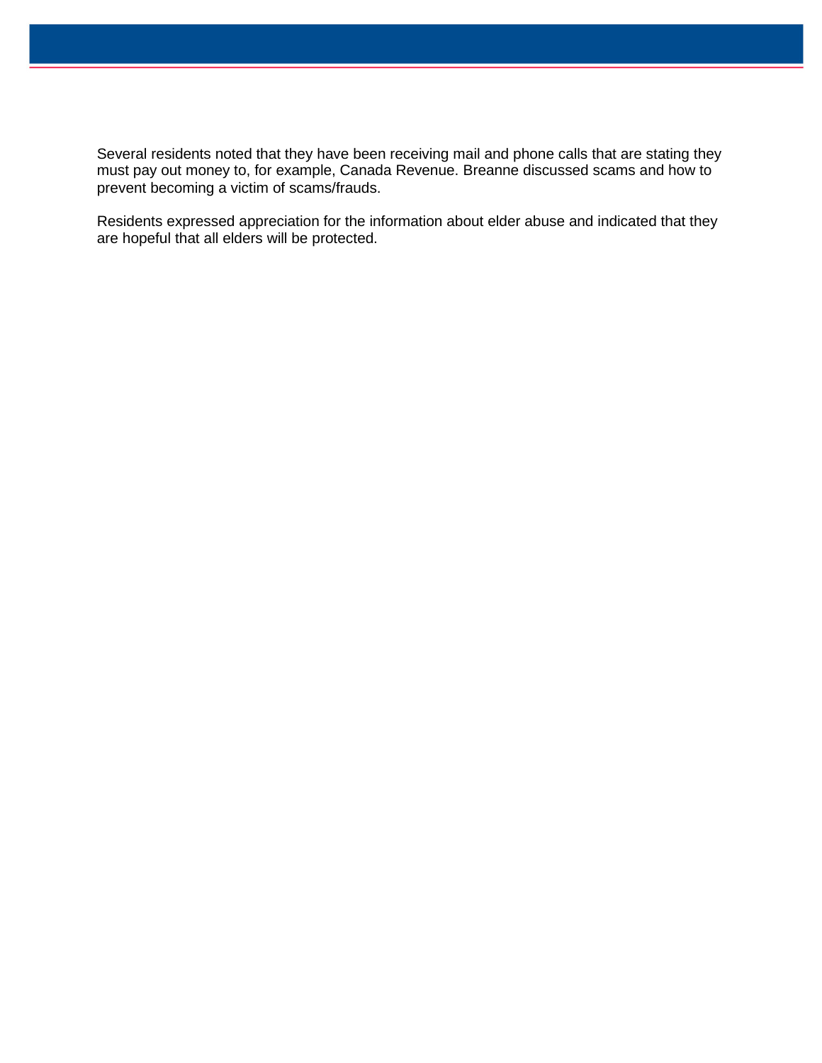Several residents noted that they have been receiving mail and phone calls that are stating they must pay out money to, for example, Canada Revenue. Breanne discussed scams and how to prevent becoming a victim of scams/frauds.

Residents expressed appreciation for the information about elder abuse and indicated that they are hopeful that all elders will be protected.